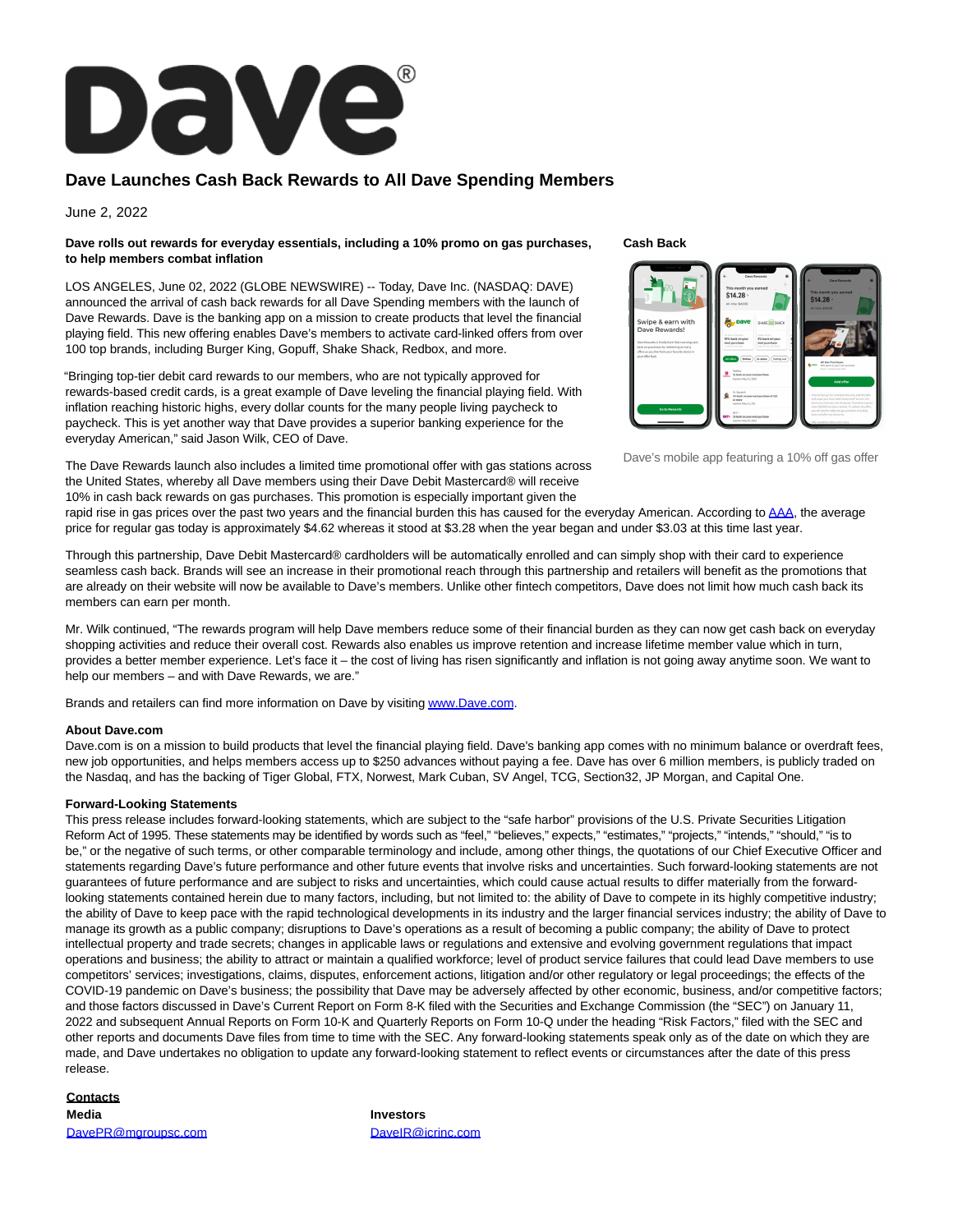# Dave Launches Cash Back Rewards to All Dave Spending Members

June 2, 2022

**Dave rolls out rewards for everyday essentials, including a 10% promo on gas purchases, to help members combat inflation**

LOS ANGELES, June 02, 2022 (GLOBE NEWSWIRE) -- Today, Dave Inc. (NASDAQ: DAVE) announced the arrival of cash back rewards for all Dave Spending members with the launch of Dave Rewards. Dave is the banking app on a mission to create products that level the financial playing field. This new offering enables Dave's members to activate card-linked offers from over 100 top brands, including Burger King, Gopuff, Shake Shack, Redbox, and more.

"Bringing top-tier debit card rewards to our members, who are not typically approved for rewards-based credit cards, is a great example of Dave leveling the financial playing field. With inflation reaching historic highs, every dollar counts for the many people living paycheck to paycheck. This is yet another way that Dave provides a superior banking experience for the everyday American," said Jason Wilk, CEO of Dave.

**Cash Back**

Dave's mobile app featuring a 10% off gas offer

The Dave Rewards launch also includes a limited time promotional offer with gas stations across the United States, whereby all Dave members using their Dave Debit Mastercard® will receive 10% in cash back rewards on gas purchases. This promotion is especially important given the rapid rise in gas prices over the past two years and the financial burden this has caused for the everyday American. According to AAA, the average price for regular gas today is approximately $4.62 whereas it stood at $3.28 when the year began and under $3.03 at this time last year.

Through this partnership, Dave Debit Mastercard® cardholders will be automatically enrolled and can simply shop with their card to experience seamless cash back. Brands will see an increase in their promotional reach through this partnership and retailers will benefit as the promotions that are already on their website will now be available to Dave's members. Unlike other fintech competitors, Dave does not limit how much cash back its members can earn per month.

Mr. Wilk continued, "The rewards program will help Dave members reduce some of their financial burden as they can now get cash back on everyday shopping activities and reduce their overall cost. Rewards also enables us improve retention and increase lifetime member value which in turn, provides a better member experience. Let's face it – the cost of living has risen significantly and inflation is not going away anytime soon. We want to help our members – and with Dave Rewards, we are."

Brands and retailers can find more information on Dave by visiting www.Dave.com.

**About Dave.com**

Dave.com is on a mission to build products that level the financial playing field. Dave's banking app comes with no minimum balance or overdraft fees, new job opportunities, and helps members access up to $250 advances without paying a fee. Dave has over 6 million members, is publicly traded on the Nasdaq, and has the backing of Tiger Global, FTX, Norwest, Mark Cuban, SV Angel, TCG, Section32, JP Morgan, and Capital One.

**Forward-Looking Statements**

This press release includes forward-looking statements, which are subject to the "safe harbor" provisions of the U.S. Private Securities Litigation Reform Act of 1995. These statements may be identified by words such as "feel," "believes," expects," "estimates," "projects," "intends," "should," "is to be," or the negative of such terms, or other comparable terminology and include, among other things, the quotations of our Chief Executive Officer and statements regarding Dave's future performance and other future events that involve risks and uncertainties. Such forward-looking statements are not guarantees of future performance and are subject to risks and uncertainties, which could cause actual results to differ materially from the forward-looking statements contained herein due to many factors, including, but not limited to: the ability of Dave to compete in its highly competitive industry; the ability of Dave to keep pace with the rapid technological developments in its industry and the larger financial services industry; the ability of Dave to manage its growth as a public company; disruptions to Dave's operations as a result of becoming a public company; the ability of Dave to protect intellectual property and trade secrets; changes in applicable laws or regulations and extensive and evolving government regulations that impact operations and business; the ability to attract or maintain a qualified workforce; level of product service failures that could lead Dave members to use competitors' services; investigations, claims, disputes, enforcement actions, litigation and/or other regulatory or legal proceedings; the effects of the COVID-19 pandemic on Dave's business; the possibility that Dave may be adversely affected by other economic, business, and/or competitive factors; and those factors discussed in Dave's Current Report on Form 8-K filed with the Securities and Exchange Commission (the "SEC") on January 11, 2022 and subsequent Annual Reports on Form 10-K and Quarterly Reports on Form 10-Q under the heading "Risk Factors," filed with the SEC and other reports and documents Dave files from time to time with the SEC. Any forward-looking statements speak only as of the date on which they are made, and Dave undertakes no obligation to update any forward-looking statement to reflect events or circumstances after the date of this press release.

**Contacts**

| **Media** | **Investors** |
|---|---|
| DavePR@mgroupsc.com | DaveIR@icrinc.com |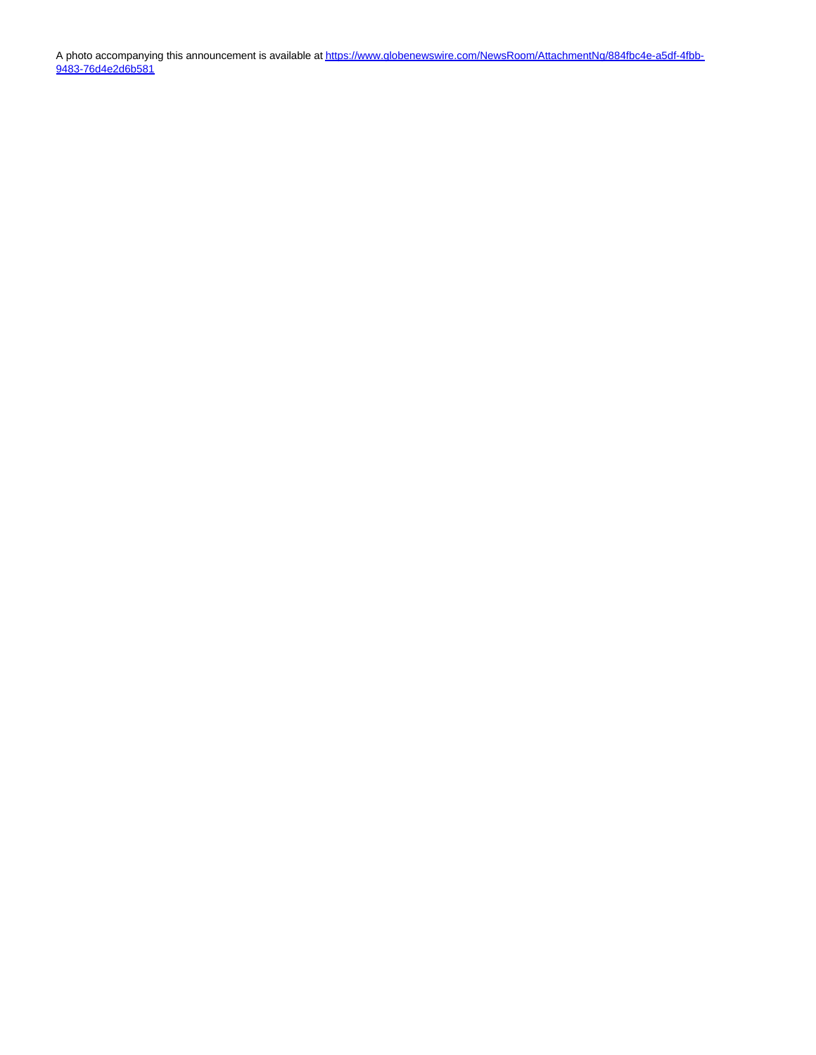A photo accompanying this announcement is available at https://www.globenewswire.com/NewsRoom/AttachmentNg/884fbc4e-a5df-4fbb-9483-76d4e2d6b581